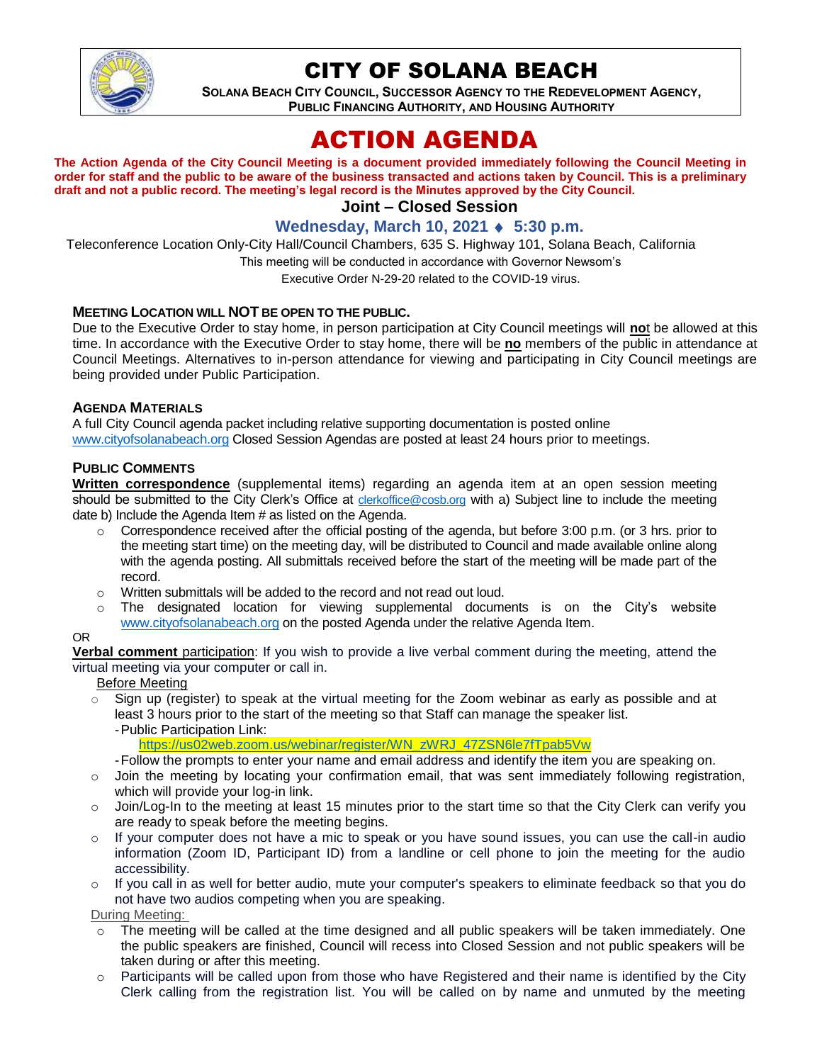# CITY OF SOLANA BEACH

**SOLANA BEACH CITY COUNCIL, SUCCESSOR AGENCY TO THE REDEVELOPMENT AGENCY, PUBLIC FINANCING AUTHORITY, AND HOUSING AUTHORITY**

# ACTION AGENDA

**The Action Agenda of the City Council Meeting is a document provided immediately following the Council Meeting in order for staff and the public to be aware of the business transacted and actions taken by Council. This is a preliminary draft and not a public record. The meeting's legal record is the Minutes approved by the City Council.**

## Joint – Closed Session

### Wednesday, March 10, 2021 ♦ 5:30 p.m.

Teleconference Location Only-City Hall/Council Chambers, 635 S. Highway 101, Solana Beach, California

This meeting will be conducted in accordance with Governor Newsom's Executive Order N-29-20 related to the COVID-19 virus.

**MEETING LOCATION WILL NOT BE OPEN TO THE PUBLIC.**

Due to the Executive Order to stay home, in person participation at City Council meetings will **no**t be allowed at this time. In accordance with the Executive Order to stay home, there will be **no** members of the public in attendance at Council Meetings. Alternatives to in-person attendance for viewing and participating in City Council meetings are being provided under Public Participation.

**AGENDA MATERIALS**

A full City Council agenda packet including relative supporting documentation is posted online www.cityofsolanabeach.org Closed Session Agendas are posted at least 24 hours prior to meetings.

**PUBLIC COMMENTS**

**Written correspondence** (supplemental items) regarding an agenda item at an open session meeting should be submitted to the City Clerk's Office at clerkoffice@cosb.org with a) Subject line to include the meeting date b) Include the Agenda Item # as listed on the Agenda.

- Correspondence received after the official posting of the agenda, but before 3:00 p.m. (or 3 hrs. prior to the meeting start time) on the meeting day, will be distributed to Council and made available online along with the agenda posting. All submittals received before the start of the meeting will be made part of the record.
- Written submittals will be added to the record and not read out loud.
- The designated location for viewing supplemental documents is on the City's website www.cityofsolanabeach.org on the posted Agenda under the relative Agenda Item.

OR

**Verbal comment** participation: If you wish to provide a live verbal comment during the meeting, attend the virtual meeting via your computer or call in.

Before Meeting

- Sign up (register) to speak at the virtual meeting for the Zoom webinar as early as possible and at least 3 hours prior to the start of the meeting so that Staff can manage the speaker list.
  - Public Participation Link: https://us02web.zoom.us/webinar/register/WN_zWRJ_47ZSN6le7fTpab5Vw
  - Follow the prompts to enter your name and email address and identify the item you are speaking on.
- Join the meeting by locating your confirmation email, that was sent immediately following registration, which will provide your log-in link.
- Join/Log-In to the meeting at least 15 minutes prior to the start time so that the City Clerk can verify you are ready to speak before the meeting begins.
- If your computer does not have a mic to speak or you have sound issues, you can use the call-in audio information (Zoom ID, Participant ID) from a landline or cell phone to join the meeting for the audio accessibility.
- If you call in as well for better audio, mute your computer's speakers to eliminate feedback so that you do not have two audios competing when you are speaking.

During Meeting:

- The meeting will be called at the time designed and all public speakers will be taken immediately. One the public speakers are finished, Council will recess into Closed Session and not public speakers will be taken during or after this meeting.
- Participants will be called upon from those who have Registered and their name is identified by the City Clerk calling from the registration list. You will be called on by name and unmuted by the meeting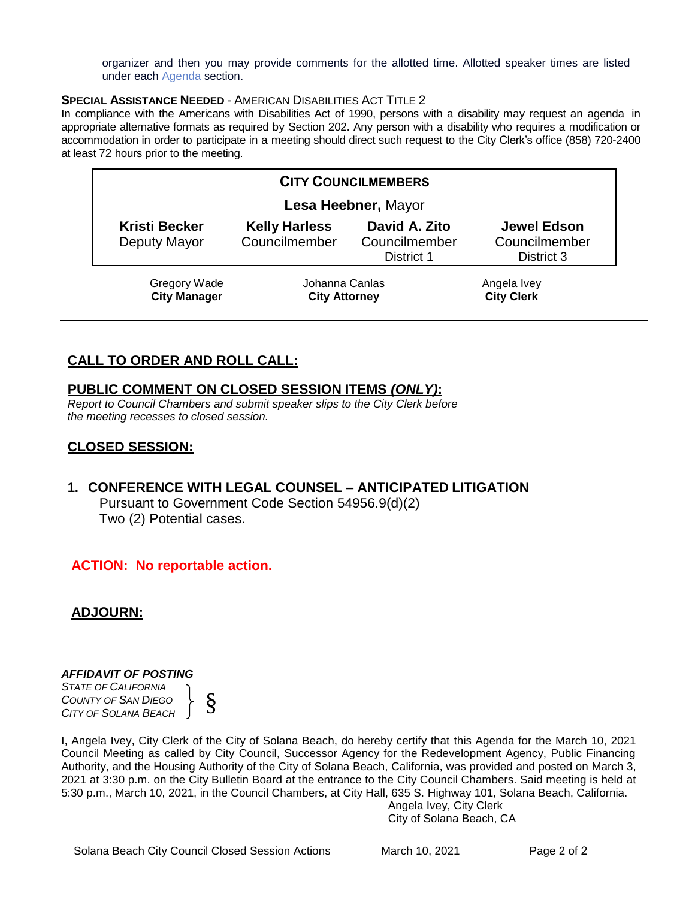organizer and then you may provide comments for the allotted time. Allotted speaker times are listed under each Agenda section.

**SPECIAL ASSISTANCE NEEDED** - AMERICAN DISABILITIES ACT TITLE 2

In compliance with the Americans with Disabilities Act of 1990, persons with a disability may request an agenda in appropriate alternative formats as required by Section 202. Any person with a disability who requires a modification or accommodation in order to participate in a meeting should direct such request to the City Clerk's office (858) 720-2400 at least 72 hours prior to the meeting.

| | | | |
|---|---|---|---|
| **CITY COUNCILMEMBERS** | | | |
| **Lesa Heebner,** Mayor | | | |
| **Kristi Becker** Deputy Mayor | **Kelly Harless** Councilmember | **David A. Zito** Councilmember District 1 | **Jewel Edson** Councilmember District 3 |

| | | |
|---|---|---|
| Gregory Wade **City Manager** | Johanna Canlas **City Attorney** | Angela Ivey **City Clerk** |

## CALL TO ORDER AND ROLL CALL:

## PUBLIC COMMENT ON CLOSED SESSION ITEMS *(ONLY)*:

*Report to Council Chambers and submit speaker slips to the City Clerk before the meeting recesses to closed session.*

## CLOSED SESSION:

### 1. CONFERENCE WITH LEGAL COUNSEL – ANTICIPATED LITIGATION

Pursuant to Government Code Section 54956.9(d)(2)
Two (2) Potential cases.

**ACTION: No reportable action.**

## ADJOURN:

***AFFIDAVIT OF POSTING***

*STATE OF CALIFORNIA*
*COUNTY OF SAN DIEGO* } §
*CITY OF SOLANA BEACH*

I, Angela Ivey, City Clerk of the City of Solana Beach, do hereby certify that this Agenda for the March 10, 2021 Council Meeting as called by City Council, Successor Agency for the Redevelopment Agency, Public Financing Authority, and the Housing Authority of the City of Solana Beach, California, was provided and posted on March 3, 2021 at 3:30 p.m. on the City Bulletin Board at the entrance to the City Council Chambers. Said meeting is held at 5:30 p.m., March 10, 2021, in the Council Chambers, at City Hall, 635 S. Highway 101, Solana Beach, California.

Angela Ivey, City Clerk
City of Solana Beach, CA